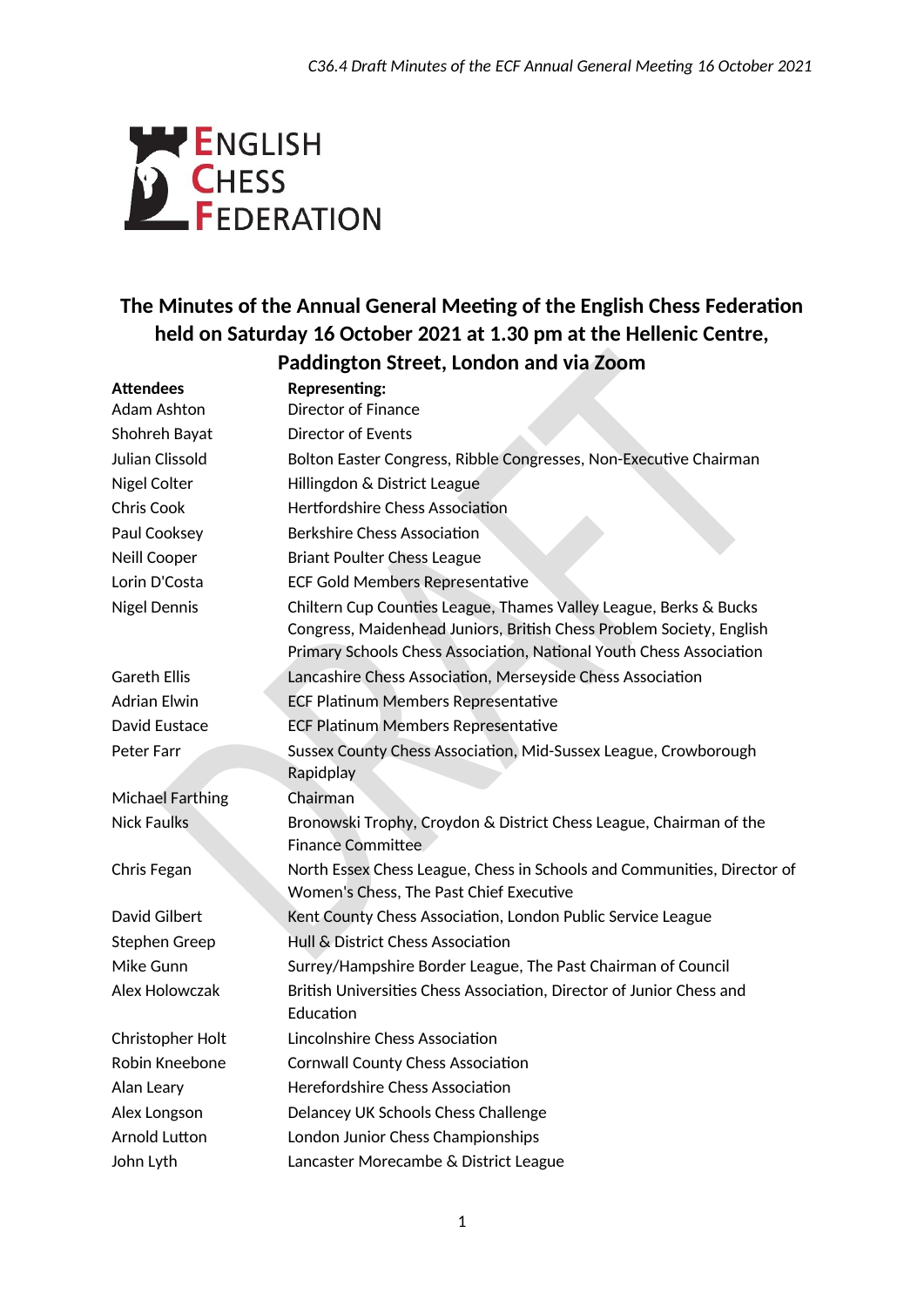ENGLISH CHESS FEDERATION

# The Minutes of the Annual General Meeting of the English Chess Federation held on Saturday 16 October 2021 at 1.30 pm at the Hellenic Centre, Paddington Street, London and via Zoom

| Attendees | Representing: |
|---|---|
| Adam Ashton | Director of Finance |
| Shohreh Bayat | Director of Events |
| Julian Clissold | Bolton Easter Congress, Ribble Congresses, Non-Executive Chairman |
| Nigel Colter | Hillingdon & District League |
| Chris Cook | Hertfordshire Chess Association |
| Paul Cooksey | Berkshire Chess Association |
| Neill Cooper | Briant Poulter Chess League |
| Lorin D'Costa | ECF Gold Members Representative |
| Nigel Dennis | Chiltern Cup Counties League, Thames Valley League, Berks & Bucks Congress, Maidenhead Juniors, British Chess Problem Society, English Primary Schools Chess Association, National Youth Chess Association |
| Gareth Ellis | Lancashire Chess Association, Merseyside Chess Association |
| Adrian Elwin | ECF Platinum Members Representative |
| David Eustace | ECF Platinum Members Representative |
| Peter Farr | Sussex County Chess Association, Mid-Sussex League, Crowborough Rapidplay |
| Michael Farthing | Chairman |
| Nick Faulks | Bronowski Trophy, Croydon & District Chess League, Chairman of the Finance Committee |
| Chris Fegan | North Essex Chess League, Chess in Schools and Communities, Director of Women's Chess, The Past Chief Executive |
| David Gilbert | Kent County Chess Association, London Public Service League |
| Stephen Greep | Hull & District Chess Association |
| Mike Gunn | Surrey/Hampshire Border League, The Past Chairman of Council |
| Alex Holowczak | British Universities Chess Association, Director of Junior Chess and Education |
| Christopher Holt | Lincolnshire Chess Association |
| Robin Kneebone | Cornwall County Chess Association |
| Alan Leary | Herefordshire Chess Association |
| Alex Longson | Delancey UK Schools Chess Challenge |
| Arnold Lutton | London Junior Chess Championships |
| John Lyth | Lancaster Morecambe & District League |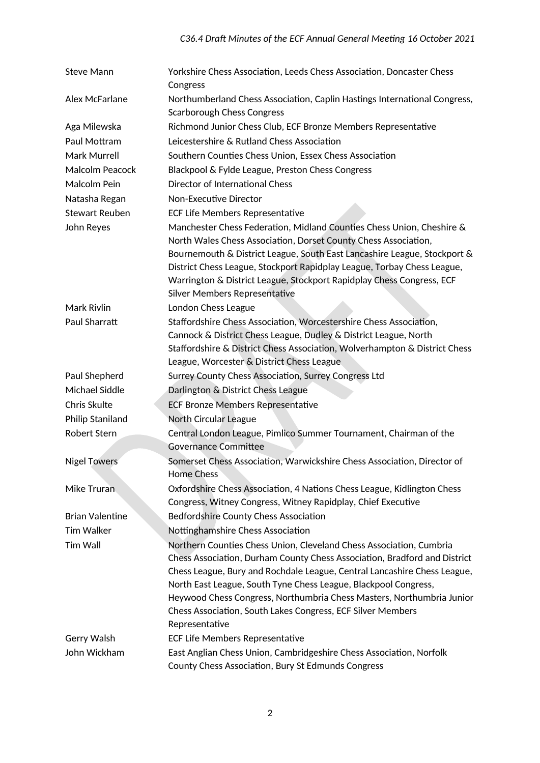| | |
|---|---|
| Steve Mann | Yorkshire Chess Association, Leeds Chess Association, Doncaster Chess Congress |
| Alex McFarlane | Northumberland Chess Association, Caplin Hastings International Congress, Scarborough Chess Congress |
| Aga Milewska | Richmond Junior Chess Club, ECF Bronze Members Representative |
| Paul Mottram | Leicestershire & Rutland Chess Association |
| Mark Murrell | Southern Counties Chess Union, Essex Chess Association |
| Malcolm Peacock | Blackpool & Fylde League, Preston Chess Congress |
| Malcolm Pein | Director of International Chess |
| Natasha Regan | Non-Executive Director |
| Stewart Reuben | ECF Life Members Representative |
| John Reyes | Manchester Chess Federation, Midland Counties Chess Union, Cheshire & North Wales Chess Association, Dorset County Chess Association, Bournemouth & District League, South East Lancashire League, Stockport & District Chess League, Stockport Rapidplay League, Torbay Chess League, Warrington & District League, Stockport Rapidplay Chess Congress, ECF Silver Members Representative |
| Mark Rivlin | London Chess League |
| Paul Sharratt | Staffordshire Chess Association, Worcestershire Chess Association, Cannock & District Chess League, Dudley & District League, North Staffordshire & District Chess Association, Wolverhampton & District Chess League, Worcester & District Chess League |
| Paul Shepherd | Surrey County Chess Association, Surrey Congress Ltd |
| Michael Siddle | Darlington & District Chess League |
| Chris Skulte | ECF Bronze Members Representative |
| Philip Staniland | North Circular League |
| Robert Stern | Central London League, Pimlico Summer Tournament, Chairman of the Governance Committee |
| Nigel Towers | Somerset Chess Association, Warwickshire Chess Association, Director of Home Chess |
| Mike Truran | Oxfordshire Chess Association, 4 Nations Chess League, Kidlington Chess Congress, Witney Congress, Witney Rapidplay, Chief Executive |
| Brian Valentine | Bedfordshire County Chess Association |
| Tim Walker | Nottinghamshire Chess Association |
| Tim Wall | Northern Counties Chess Union, Cleveland Chess Association, Cumbria Chess Association, Durham County Chess Association, Bradford and District Chess League, Bury and Rochdale League, Central Lancashire Chess League, North East League, South Tyne Chess League, Blackpool Congress, Heywood Chess Congress, Northumbria Chess Masters, Northumbria Junior Chess Association, South Lakes Congress, ECF Silver Members Representative |
| Gerry Walsh | ECF Life Members Representative |
| John Wickham | East Anglian Chess Union, Cambridgeshire Chess Association, Norfolk County Chess Association, Bury St Edmunds Congress |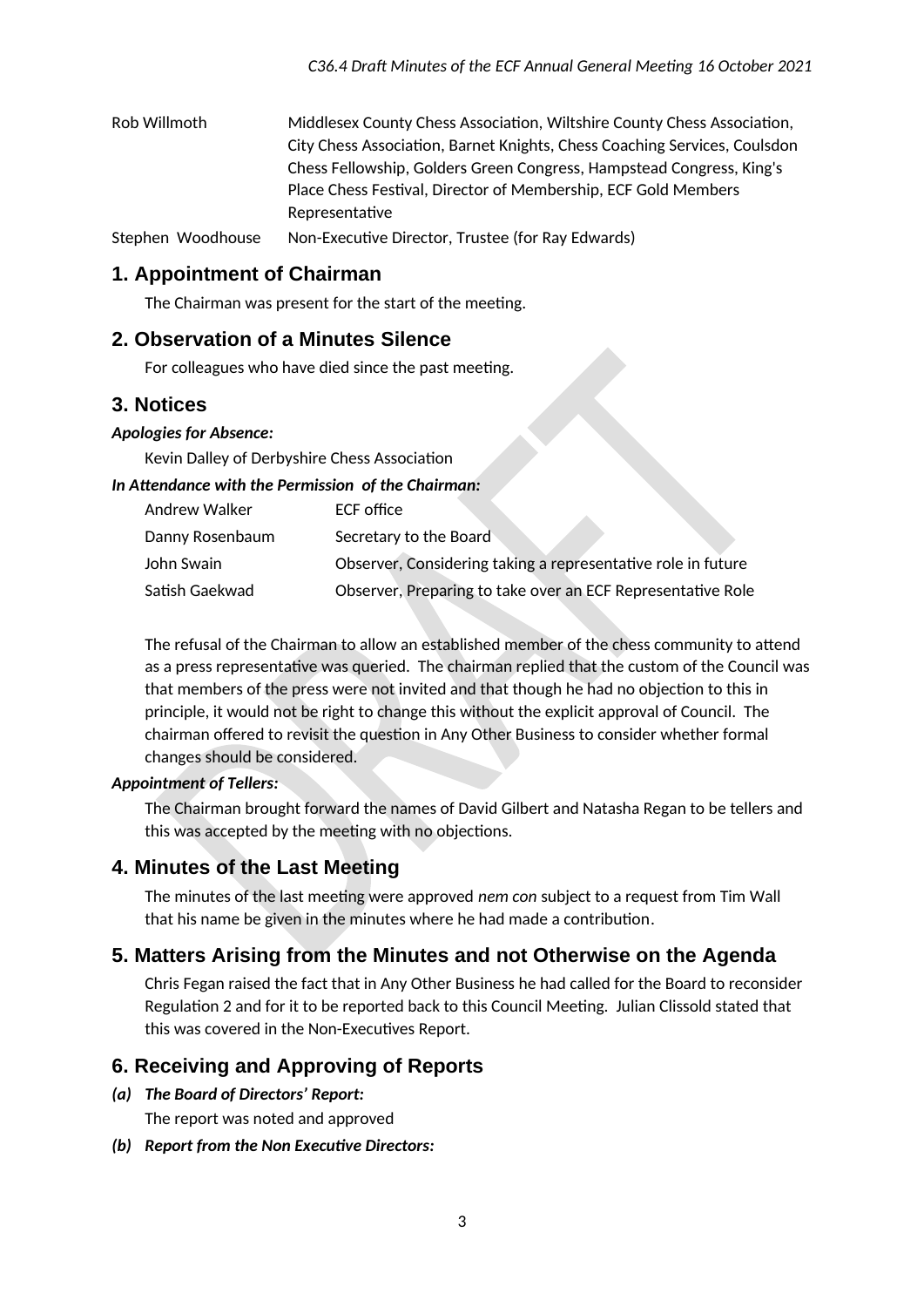| | |
|---|---|
| Rob Willmoth | Middlesex County Chess Association, Wiltshire County Chess Association, City Chess Association, Barnet Knights, Chess Coaching Services, Coulsdon Chess Fellowship, Golders Green Congress, Hampstead Congress, King's Place Chess Festival, Director of Membership, ECF Gold Members Representative |
| Stephen Woodhouse | Non-Executive Director, Trustee (for Ray Edwards) |

## 1. Appointment of Chairman

The Chairman was present for the start of the meeting.

## 2. Observation of a Minutes Silence

For colleagues who have died since the past meeting.

## 3. Notices

***Apologies for Absence:***

Kevin Dalley of Derbyshire Chess Association

***In Attendance with the Permission of the Chairman:***

| | |
|---|---|
| Andrew Walker | ECF office |
| Danny Rosenbaum | Secretary to the Board |
| John Swain | Observer, Considering taking a representative role in future |
| Satish Gaekwad | Observer, Preparing to take over an ECF Representative Role |

The refusal of the Chairman to allow an established member of the chess community to attend as a press representative was queried. The chairman replied that the custom of the Council was that members of the press were not invited and that though he had no objection to this in principle, it would not be right to change this without the explicit approval of Council. The chairman offered to revisit the question in Any Other Business to consider whether formal changes should be considered.

***Appointment of Tellers:***

The Chairman brought forward the names of David Gilbert and Natasha Regan to be tellers and this was accepted by the meeting with no objections.

## 4. Minutes of the Last Meeting

The minutes of the last meeting were approved *nem con* subject to a request from Tim Wall that his name be given in the minutes where he had made a contribution.

## 5. Matters Arising from the Minutes and not Otherwise on the Agenda

Chris Fegan raised the fact that in Any Other Business he had called for the Board to reconsider Regulation 2 and for it to be reported back to this Council Meeting. Julian Clissold stated that this was covered in the Non-Executives Report.

## 6. Receiving and Approving of Reports

***(a) The Board of Directors' Report:***

The report was noted and approved

***(b) Report from the Non Executive Directors:***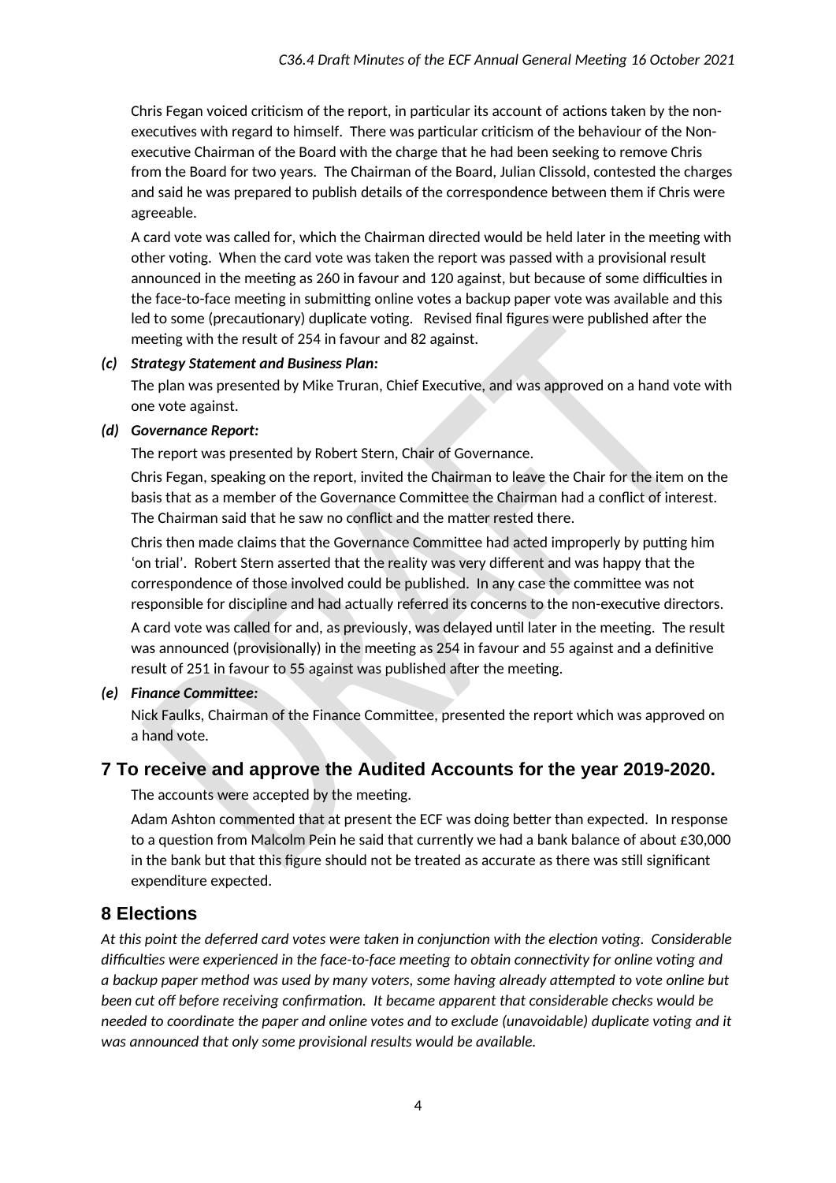Chris Fegan voiced criticism of the report, in particular its account of actions taken by the non-executives with regard to himself. There was particular criticism of the behaviour of the Non-executive Chairman of the Board with the charge that he had been seeking to remove Chris from the Board for two years. The Chairman of the Board, Julian Clissold, contested the charges and said he was prepared to publish details of the correspondence between them if Chris were agreeable.

A card vote was called for, which the Chairman directed would be held later in the meeting with other voting. When the card vote was taken the report was passed with a provisional result announced in the meeting as 260 in favour and 120 against, but because of some difficulties in the face-to-face meeting in submitting online votes a backup paper vote was available and this led to some (precautionary) duplicate voting. Revised final figures were published after the meeting with the result of 254 in favour and 82 against.

***(c) Strategy Statement and Business Plan:***

The plan was presented by Mike Truran, Chief Executive, and was approved on a hand vote with one vote against.

***(d) Governance Report:***

The report was presented by Robert Stern, Chair of Governance.

Chris Fegan, speaking on the report, invited the Chairman to leave the Chair for the item on the basis that as a member of the Governance Committee the Chairman had a conflict of interest. The Chairman said that he saw no conflict and the matter rested there.

Chris then made claims that the Governance Committee had acted improperly by putting him 'on trial'. Robert Stern asserted that the reality was very different and was happy that the correspondence of those involved could be published. In any case the committee was not responsible for discipline and had actually referred its concerns to the non-executive directors.

A card vote was called for and, as previously, was delayed until later in the meeting. The result was announced (provisionally) in the meeting as 254 in favour and 55 against and a definitive result of 251 in favour to 55 against was published after the meeting.

***(e) Finance Committee:***

Nick Faulks, Chairman of the Finance Committee, presented the report which was approved on a hand vote.

## 7 To receive and approve the Audited Accounts for the year 2019-2020.

The accounts were accepted by the meeting.

Adam Ashton commented that at present the ECF was doing better than expected. In response to a question from Malcolm Pein he said that currently we had a bank balance of about £30,000 in the bank but that this figure should not be treated as accurate as there was still significant expenditure expected.

## 8 Elections

*At this point the deferred card votes were taken in conjunction with the election voting. Considerable difficulties were experienced in the face-to-face meeting to obtain connectivity for online voting and a backup paper method was used by many voters, some having already attempted to vote online but been cut off before receiving confirmation. It became apparent that considerable checks would be needed to coordinate the paper and online votes and to exclude (unavoidable) duplicate voting and it was announced that only some provisional results would be available.*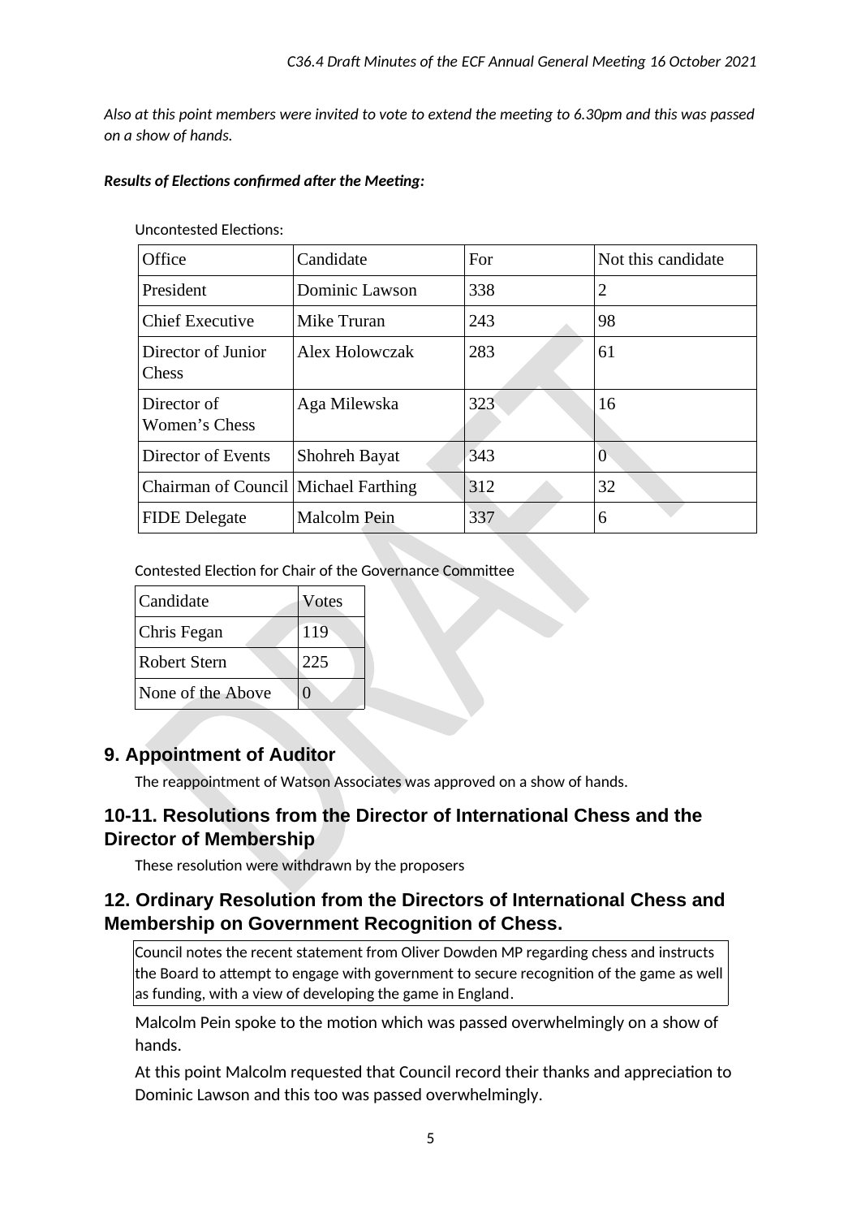*Also at this point members were invited to vote to extend the meeting to 6.30pm and this was passed on a show of hands.*

***Results of Elections confirmed after the Meeting:***

Uncontested Elections:

| Office | Candidate | For | Not this candidate |
|---|---|---|---|
| President | Dominic Lawson | 338 | 2 |
| Chief Executive | Mike Truran | 243 | 98 |
| Director of Junior Chess | Alex Holowczak | 283 | 61 |
| Director of Women's Chess | Aga Milewska | 323 | 16 |
| Director of Events | Shohreh Bayat | 343 | 0 |
| Chairman of Council | Michael Farthing | 312 | 32 |
| FIDE Delegate | Malcolm Pein | 337 | 6 |

Contested Election for Chair of the Governance Committee

| Candidate | Votes |
|---|---|
| Chris Fegan | 119 |
| Robert Stern | 225 |
| None of the Above | 0 |

## 9. Appointment of Auditor

The reappointment of Watson Associates was approved on a show of hands.

## 10-11. Resolutions from the Director of International Chess and the Director of Membership

These resolution were withdrawn by the proposers

## 12. Ordinary Resolution from the Directors of International Chess and Membership on Government Recognition of Chess.

Council notes the recent statement from Oliver Dowden MP regarding chess and instructs the Board to attempt to engage with government to secure recognition of the game as well as funding, with a view of developing the game in England.

Malcolm Pein spoke to the motion which was passed overwhelmingly on a show of hands.

At this point Malcolm requested that Council record their thanks and appreciation to Dominic Lawson and this too was passed overwhelmingly.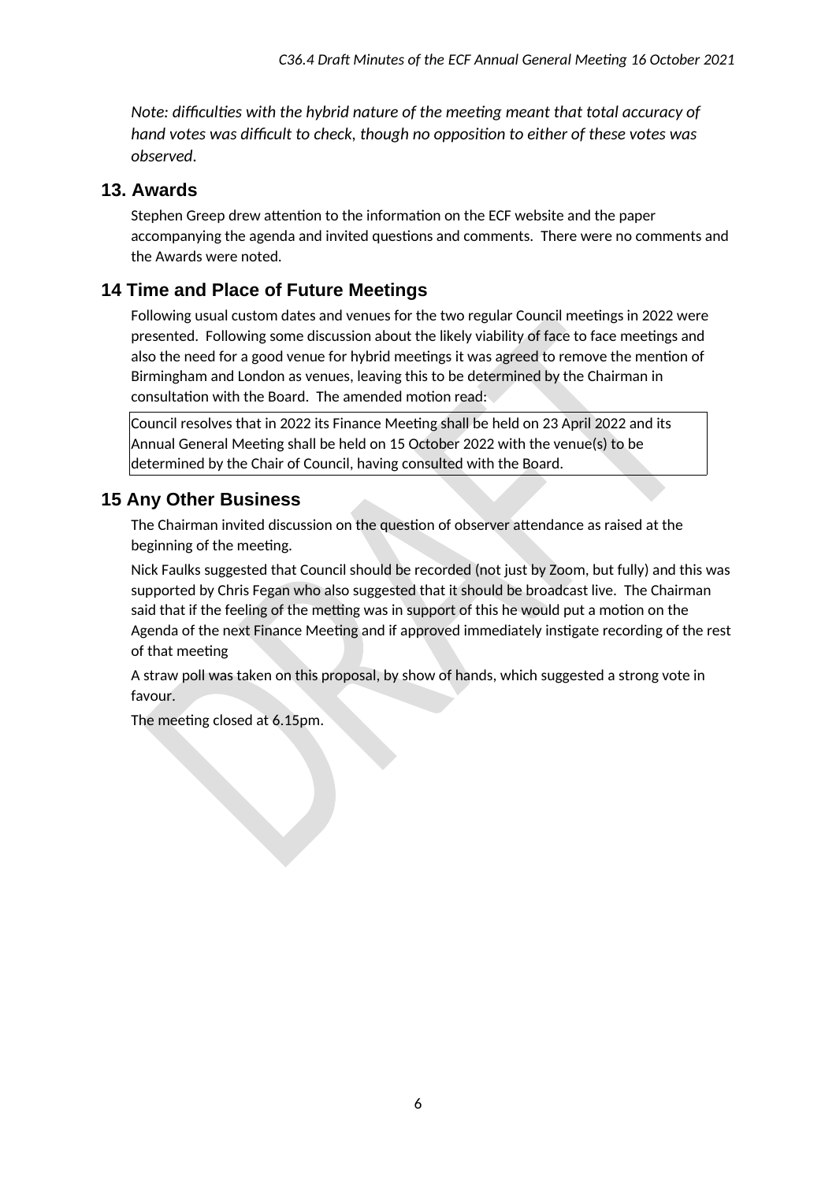*Note: difficulties with the hybrid nature of the meeting meant that total accuracy of hand votes was difficult to check, though no opposition to either of these votes was observed.*

## 13. Awards

Stephen Greep drew attention to the information on the ECF website and the paper accompanying the agenda and invited questions and comments. There were no comments and the Awards were noted.

## 14 Time and Place of Future Meetings

Following usual custom dates and venues for the two regular Council meetings in 2022 were presented. Following some discussion about the likely viability of face to face meetings and also the need for a good venue for hybrid meetings it was agreed to remove the mention of Birmingham and London as venues, leaving this to be determined by the Chairman in consultation with the Board. The amended motion read:

> Council resolves that in 2022 its Finance Meeting shall be held on 23 April 2022 and its Annual General Meeting shall be held on 15 October 2022 with the venue(s) to be determined by the Chair of Council, having consulted with the Board.

## 15 Any Other Business

The Chairman invited discussion on the question of observer attendance as raised at the beginning of the meeting.

Nick Faulks suggested that Council should be recorded (not just by Zoom, but fully) and this was supported by Chris Fegan who also suggested that it should be broadcast live. The Chairman said that if the feeling of the metting was in support of this he would put a motion on the Agenda of the next Finance Meeting and if approved immediately instigate recording of the rest of that meeting

A straw poll was taken on this proposal, by show of hands, which suggested a strong vote in favour.

The meeting closed at 6.15pm.